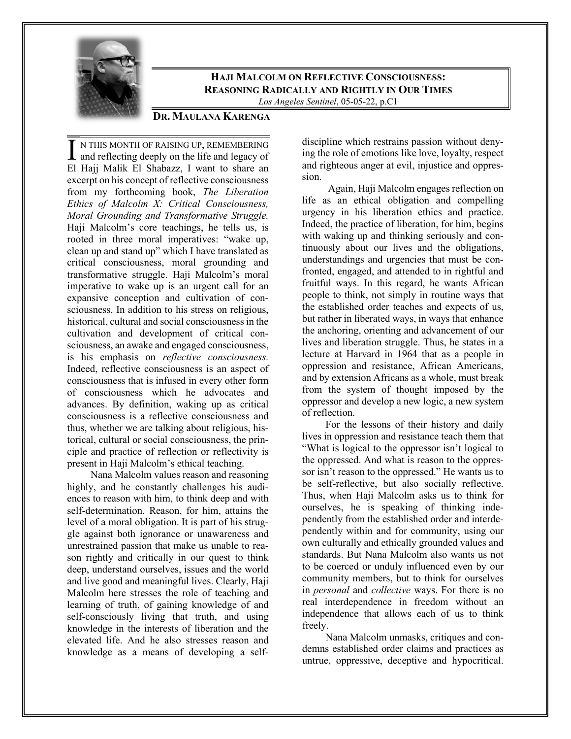# HAJI MALCOLM ON REFLECTIVE CONSCIOUSNESS: REASONING RADICALLY AND RIGHTLY IN OUR TIMES

*Los Angeles Sentinel*, 05-05-22, p.C1

**DR. MAULANA KARENGA**

IN THIS MONTH OF RAISING UP, REMEMBERING and reflecting deeply on the life and legacy of El Hajj Malik El Shabazz, I want to share an excerpt on his concept of reflective consciousness from my forthcoming book, *The Liberation Ethics of Malcolm X: Critical Consciousness, Moral Grounding and Transformative Struggle.* Haji Malcolm's core teachings, he tells us, is rooted in three moral imperatives: "wake up, clean up and stand up" which I have translated as critical consciousness, moral grounding and transformative struggle. Haji Malcolm's moral imperative to wake up is an urgent call for an expansive conception and cultivation of consciousness. In addition to his stress on religious, historical, cultural and social consciousness in the cultivation and development of critical consciousness, an awake and engaged consciousness, is his emphasis on *reflective consciousness.* Indeed, reflective consciousness is an aspect of consciousness that is infused in every other form of consciousness which he advocates and advances. By definition, waking up as critical consciousness is a reflective consciousness and thus, whether we are talking about religious, historical, cultural or social consciousness, the principle and practice of reflection or reflectivity is present in Haji Malcolm's ethical teaching.

Nana Malcolm values reason and reasoning highly, and he constantly challenges his audiences to reason with him, to think deep and with self-determination. Reason, for him, attains the level of a moral obligation. It is part of his struggle against both ignorance or unawareness and unrestrained passion that make us unable to reason rightly and critically in our quest to think deep, understand ourselves, issues and the world and live good and meaningful lives. Clearly, Haji Malcolm here stresses the role of teaching and learning of truth, of gaining knowledge of and self-consciously living that truth, and using knowledge in the interests of liberation and the elevated life. And he also stresses reason and knowledge as a means of developing a self-discipline which restrains passion without denying the role of emotions like love, loyalty, respect and righteous anger at evil, injustice and oppression.

Again, Haji Malcolm engages reflection on life as an ethical obligation and compelling urgency in his liberation ethics and practice. Indeed, the practice of liberation, for him, begins with waking up and thinking seriously and continuously about our lives and the obligations, understandings and urgencies that must be confronted, engaged, and attended to in rightful and fruitful ways. In this regard, he wants African people to think, not simply in routine ways that the established order teaches and expects of us, but rather in liberated ways, in ways that enhance the anchoring, orienting and advancement of our lives and liberation struggle. Thus, he states in a lecture at Harvard in 1964 that as a people in oppression and resistance, African Americans, and by extension Africans as a whole, must break from the system of thought imposed by the oppressor and develop a new logic, a new system of reflection.

For the lessons of their history and daily lives in oppression and resistance teach them that "What is logical to the oppressor isn't logical to the oppressed. And what is reason to the oppressor isn't reason to the oppressed." He wants us to be self-reflective, but also socially reflective. Thus, when Haji Malcolm asks us to think for ourselves, he is speaking of thinking independently from the established order and interdependently within and for community, using our own culturally and ethically grounded values and standards. But Nana Malcolm also wants us not to be coerced or unduly influenced even by our community members, but to think for ourselves in *personal* and *collective* ways. For there is no real interdependence in freedom without an independence that allows each of us to think freely.

Nana Malcolm unmasks, critiques and condemns established order claims and practices as untrue, oppressive, deceptive and hypocritical.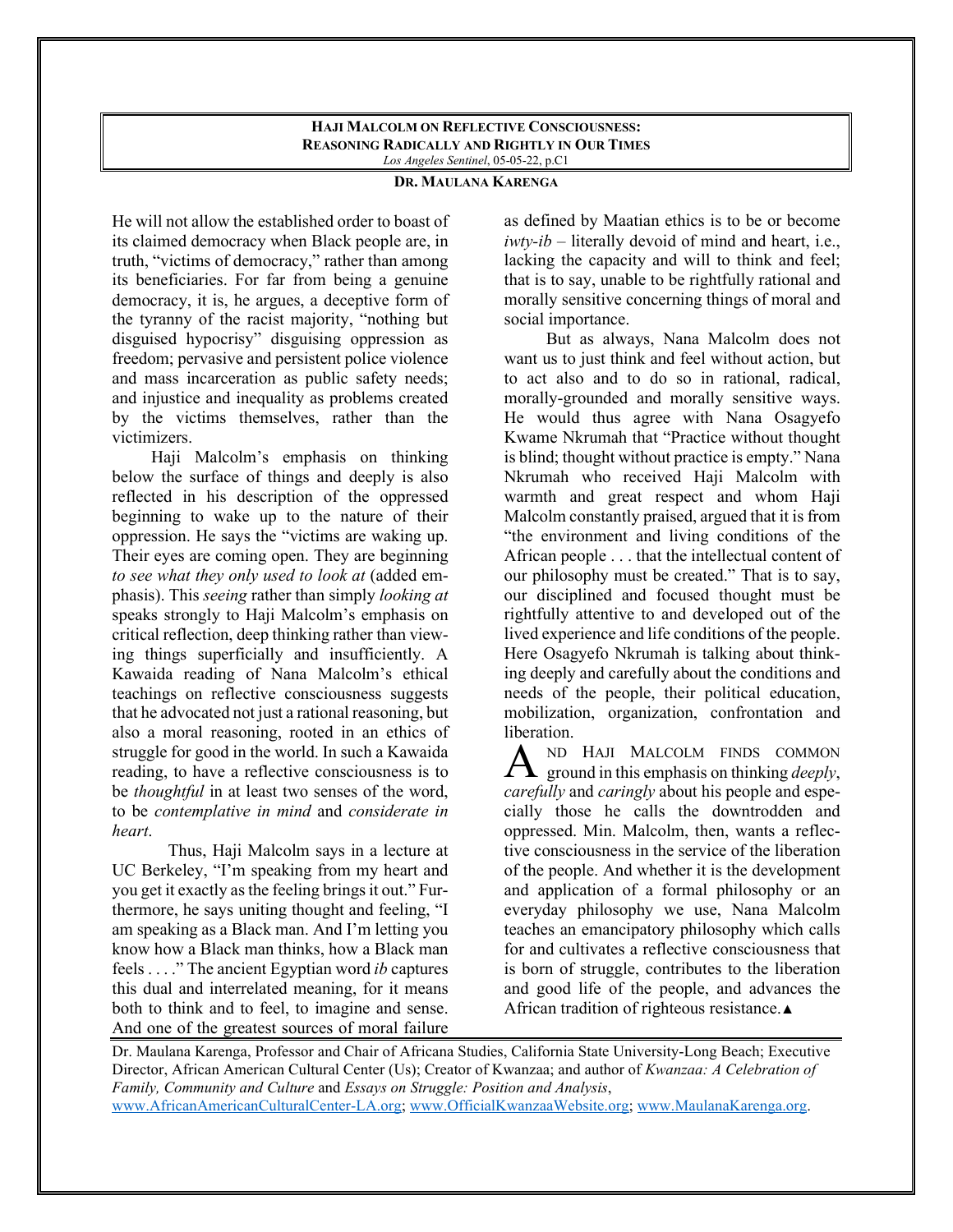**HAJI MALCOLM ON REFLECTIVE CONSCIOUSNESS: REASONING RADICALLY AND RIGHTLY IN OUR TIMES**
*Los Angeles Sentinel*, 05-05-22, p.C1

**DR. MAULANA KARENGA**

He will not allow the established order to boast of its claimed democracy when Black people are, in truth, "victims of democracy," rather than among its beneficiaries. For far from being a genuine democracy, it is, he argues, a deceptive form of the tyranny of the racist majority, "nothing but disguised hypocrisy" disguising oppression as freedom; pervasive and persistent police violence and mass incarceration as public safety needs; and injustice and inequality as problems created by the victims themselves, rather than the victimizers.

Haji Malcolm's emphasis on thinking below the surface of things and deeply is also reflected in his description of the oppressed beginning to wake up to the nature of their oppression. He says the "victims are waking up. Their eyes are coming open. They are beginning *to see what they only used to look at* (added emphasis). This *seeing* rather than simply *looking at* speaks strongly to Haji Malcolm's emphasis on critical reflection, deep thinking rather than viewing things superficially and insufficiently. A Kawaida reading of Nana Malcolm's ethical teachings on reflective consciousness suggests that he advocated not just a rational reasoning, but also a moral reasoning, rooted in an ethics of struggle for good in the world. In such a Kawaida reading, to have a reflective consciousness is to be *thoughtful* in at least two senses of the word, to be *contemplative in mind* and *considerate in heart*.

Thus, Haji Malcolm says in a lecture at UC Berkeley, "I'm speaking from my heart and you get it exactly as the feeling brings it out." Furthermore, he says uniting thought and feeling, "I am speaking as a Black man. And I'm letting you know how a Black man thinks, how a Black man feels . . . ." The ancient Egyptian word *ib* captures this dual and interrelated meaning, for it means both to think and to feel, to imagine and sense. And one of the greatest sources of moral failure as defined by Maatian ethics is to be or become *iwty-ib* – literally devoid of mind and heart, i.e., lacking the capacity and will to think and feel; that is to say, unable to be rightfully rational and morally sensitive concerning things of moral and social importance.

But as always, Nana Malcolm does not want us to just think and feel without action, but to act also and to do so in rational, radical, morally-grounded and morally sensitive ways. He would thus agree with Nana Osagyefo Kwame Nkrumah that "Practice without thought is blind; thought without practice is empty." Nana Nkrumah who received Haji Malcolm with warmth and great respect and whom Haji Malcolm constantly praised, argued that it is from "the environment and living conditions of the African people . . . that the intellectual content of our philosophy must be created." That is to say, our disciplined and focused thought must be rightfully attentive to and developed out of the lived experience and life conditions of the people. Here Osagyefo Nkrumah is talking about thinking deeply and carefully about the conditions and needs of the people, their political education, mobilization, organization, confrontation and liberation.

AND HAJI MALCOLM FINDS COMMON ground in this emphasis on thinking *deeply*, *carefully* and *caringly* about his people and especially those he calls the downtrodden and oppressed. Min. Malcolm, then, wants a reflective consciousness in the service of the liberation of the people. And whether it is the development and application of a formal philosophy or an everyday philosophy we use, Nana Malcolm teaches an emancipatory philosophy which calls for and cultivates a reflective consciousness that is born of struggle, contributes to the liberation and good life of the people, and advances the African tradition of righteous resistance.▲

Dr. Maulana Karenga, Professor and Chair of Africana Studies, California State University-Long Beach; Executive Director, African American Cultural Center (Us); Creator of Kwanzaa; and author of *Kwanzaa: A Celebration of Family, Community and Culture* and *Essays on Struggle: Position and Analysis*, www.AfricanAmericanCulturalCenter-LA.org; www.OfficialKwanzaaWebsite.org; www.MaulanaKarenga.org.